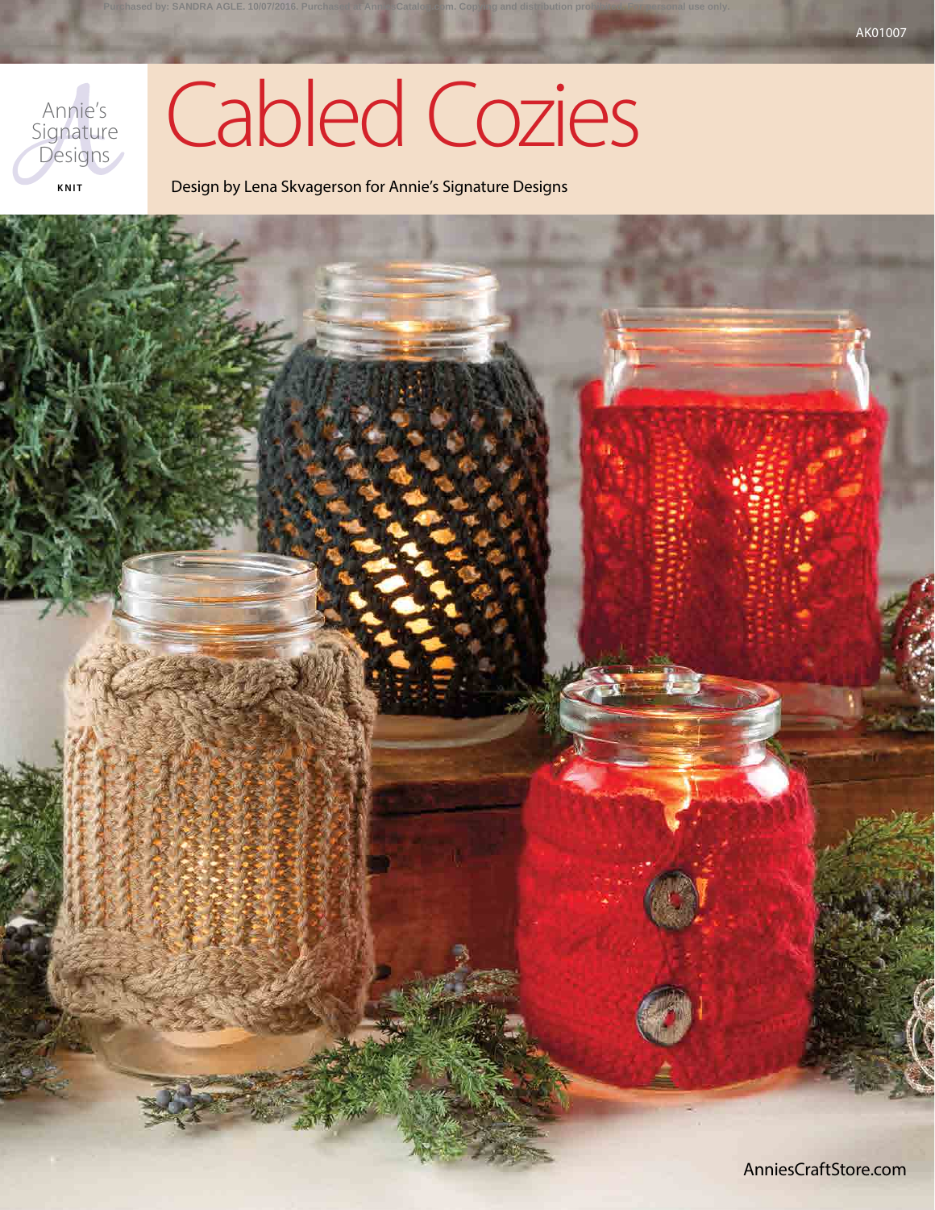AK01007

Annie's Signature Designs

KNIT

# Cabled Cozies

Design by Lena Skvagerson for Annie's Signature Designs

AnniesCraftStore.com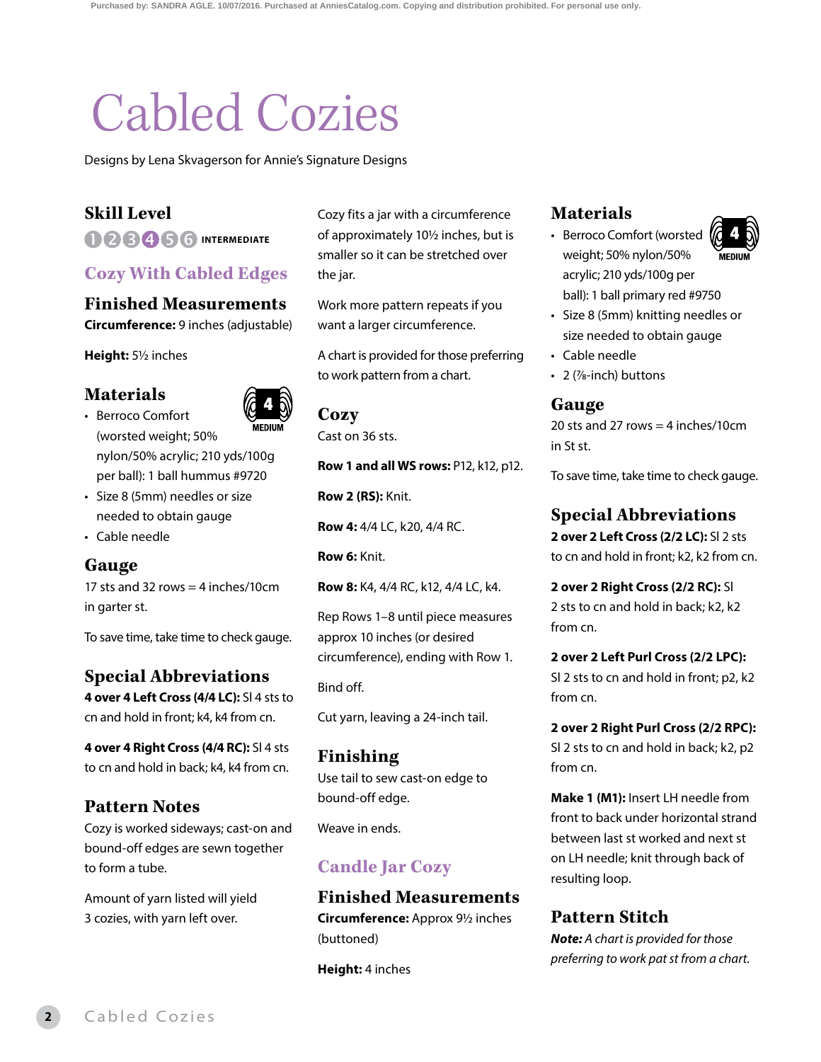# Cabled Cozies

Designs by Lena Skvagerson for Annie's Signature Designs

## Skill Level

1 2 3 4 5 6 INTERMEDIATE

## Cozy With Cabled Edges

### Finished Measurements

**Circumference:** 9 inches (adjustable)

**Height:** 5½ inches

### Materials

- Berroco Comfort (worsted weight; 50% nylon/50% acrylic; 210 yds/100g per ball): 1 ball hummus #9720
- Size 8 (5mm) needles or size needed to obtain gauge
- Cable needle

4 MEDIUM

### Gauge

17 sts and 32 rows = 4 inches/10cm in garter st.

To save time, take time to check gauge.

### Special Abbreviations

**4 over 4 Left Cross (4/4 LC):** Sl 4 sts to cn and hold in front; k4, k4 from cn.

**4 over 4 Right Cross (4/4 RC):** Sl 4 sts to cn and hold in back; k4, k4 from cn.

### Pattern Notes

Cozy is worked sideways; cast-on and bound-off edges are sewn together to form a tube.

Amount of yarn listed will yield 3 cozies, with yarn left over.

Cozy fits a jar with a circumference of approximately 10½ inches, but is smaller so it can be stretched over the jar.

Work more pattern repeats if you want a larger circumference.

A chart is provided for those preferring to work pattern from a chart.

### Cozy

Cast on 36 sts.

**Row 1 and all WS rows:** P12, k12, p12.

**Row 2 (RS):** Knit.

**Row 4:** 4/4 LC, k20, 4/4 RC.

**Row 6:** Knit.

**Row 8:** K4, 4/4 RC, k12, 4/4 LC, k4.

Rep Rows 1–8 until piece measures approx 10 inches (or desired circumference), ending with Row 1.

Bind off.

Cut yarn, leaving a 24-inch tail.

### Finishing

Use tail to sew cast-on edge to bound-off edge.

Weave in ends.

## Candle Jar Cozy

### Finished Measurements

**Circumference:** Approx 9½ inches (buttoned)

**Height:** 4 inches

### Materials

- Berroco Comfort (worsted weight; 50% nylon/50% acrylic; 210 yds/100g per ball): 1 ball primary red #9750
- Size 8 (5mm) knitting needles or size needed to obtain gauge
- Cable needle
- 2 (⅞-inch) buttons

4 MEDIUM

### Gauge

20 sts and 27 rows = 4 inches/10cm in St st.

To save time, take time to check gauge.

### Special Abbreviations

**2 over 2 Left Cross (2/2 LC):** Sl 2 sts to cn and hold in front; k2, k2 from cn.

**2 over 2 Right Cross (2/2 RC):** Sl 2 sts to cn and hold in back; k2, k2 from cn.

**2 over 2 Left Purl Cross (2/2 LPC):** Sl 2 sts to cn and hold in front; p2, k2 from cn.

**2 over 2 Right Purl Cross (2/2 RPC):** Sl 2 sts to cn and hold in back; k2, p2 from cn.

**Make 1 (M1):** Insert LH needle from front to back under horizontal strand between last st worked and next st on LH needle; knit through back of resulting loop.

### Pattern Stitch

***Note:*** *A chart is provided for those preferring to work pat st from a chart.*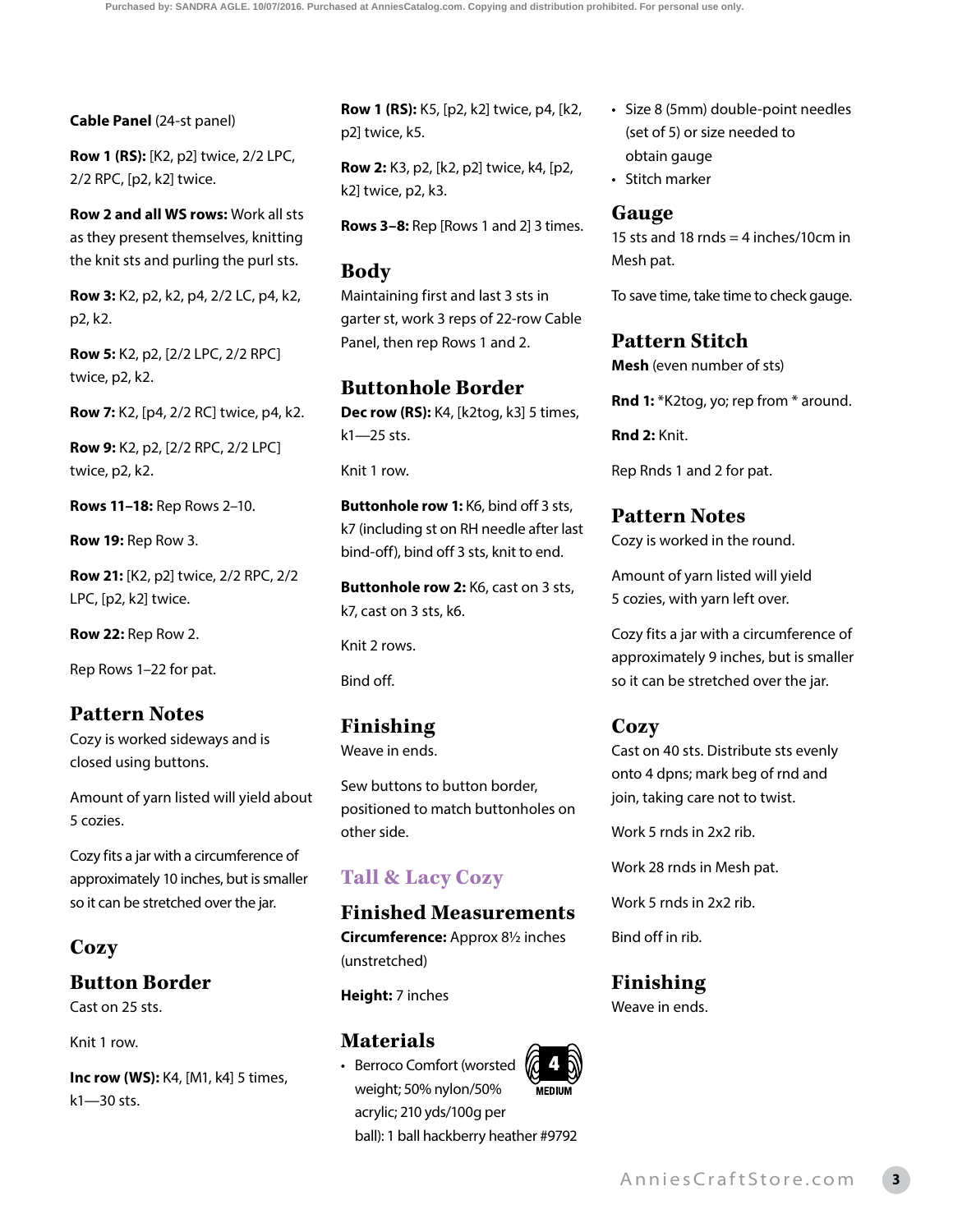**Cable Panel** (24-st panel)

**Row 1 (RS):** [K2, p2] twice, 2/2 LPC, 2/2 RPC, [p2, k2] twice.

**Row 2 and all WS rows:** Work all sts as they present themselves, knitting the knit sts and purling the purl sts.

**Row 3:** K2, p2, k2, p4, 2/2 LC, p4, k2, p2, k2.

**Row 5:** K2, p2, [2/2 LPC, 2/2 RPC] twice, p2, k2.

**Row 7:** K2, [p4, 2/2 RC] twice, p4, k2.

**Row 9:** K2, p2, [2/2 RPC, 2/2 LPC] twice, p2, k2.

**Rows 11–18:** Rep Rows 2–10.

**Row 19:** Rep Row 3.

**Row 21:** [K2, p2] twice, 2/2 RPC, 2/2 LPC, [p2, k2] twice.

**Row 22:** Rep Row 2.

Rep Rows 1–22 for pat.

## Pattern Notes

Cozy is worked sideways and is closed using buttons.

Amount of yarn listed will yield about 5 cozies.

Cozy fits a jar with a circumference of approximately 10 inches, but is smaller so it can be stretched over the jar.

## Cozy

### Button Border

Cast on 25 sts.

Knit 1 row.

**Inc row (WS):** K4, [M1, k4] 5 times, k1—30 sts.

**Row 1 (RS):** K5, [p2, k2] twice, p4, [k2, p2] twice, k5.

**Row 2:** K3, p2, [k2, p2] twice, k4, [p2, k2] twice, p2, k3.

**Rows 3–8:** Rep [Rows 1 and 2] 3 times.

### Body

Maintaining first and last 3 sts in garter st, work 3 reps of 22-row Cable Panel, then rep Rows 1 and 2.

### Buttonhole Border

**Dec row (RS):** K4, [k2tog, k3] 5 times, k1—25 sts.

Knit 1 row.

**Buttonhole row 1:** K6, bind off 3 sts, k7 (including st on RH needle after last bind-off), bind off 3 sts, knit to end.

**Buttonhole row 2:** K6, cast on 3 sts, k7, cast on 3 sts, k6.

Knit 2 rows.

Bind off.

## Finishing

Weave in ends.

Sew buttons to button border, positioned to match buttonholes on other side.

# Tall & Lacy Cozy

## Finished Measurements

**Circumference:** Approx 8½ inches (unstretched)

**Height:** 7 inches

## Materials

- Berroco Comfort (worsted weight; 50% nylon/50% acrylic; 210 yds/100g per ball): 1 ball hackberry heather #9792
- Size 8 (5mm) double-point needles (set of 5) or size needed to obtain gauge
- Stitch marker

## Gauge

15 sts and 18 rnds = 4 inches/10cm in Mesh pat.

To save time, take time to check gauge.

## Pattern Stitch

**Mesh** (even number of sts)

**Rnd 1:** *K2tog, yo; rep from * around.

**Rnd 2:** Knit.

Rep Rnds 1 and 2 for pat.

## Pattern Notes

Cozy is worked in the round.

Amount of yarn listed will yield 5 cozies, with yarn left over.

Cozy fits a jar with a circumference of approximately 9 inches, but is smaller so it can be stretched over the jar.

## Cozy

Cast on 40 sts. Distribute sts evenly onto 4 dpns; mark beg of rnd and join, taking care not to twist.

Work 5 rnds in 2x2 rib.

Work 28 rnds in Mesh pat.

Work 5 rnds in 2x2 rib.

Bind off in rib.

## Finishing

Weave in ends.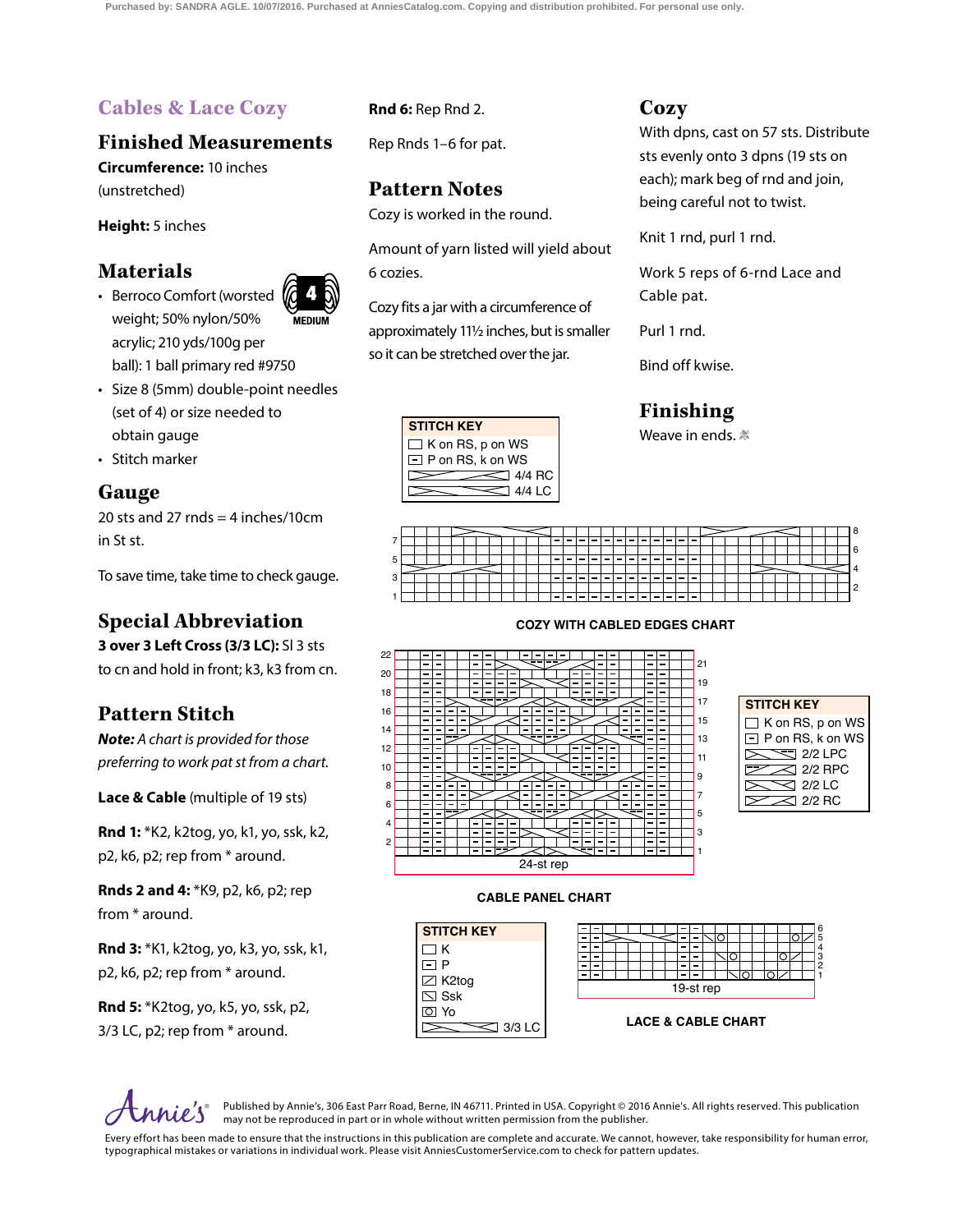## Cables & Lace Cozy

### Finished Measurements

**Circumference:** 10 inches (unstretched)

**Height:** 5 inches

### Materials

- Berroco Comfort (worsted weight; 50% nylon/50% acrylic; 210 yds/100g per ball): 1 ball primary red #9750
- Size 8 (5mm) double-point needles (set of 4) or size needed to obtain gauge
- Stitch marker

4 MEDIUM

### Gauge

20 sts and 27 rnds = 4 inches/10cm in St st.

To save time, take time to check gauge.

### Special Abbreviation

**3 over 3 Left Cross (3/3 LC):** Sl 3 sts to cn and hold in front; k3, k3 from cn.

### Pattern Stitch

***Note:*** *A chart is provided for those preferring to work pat st from a chart.*

**Lace & Cable** (multiple of 19 sts)

**Rnd 1:** *K2, k2tog, yo, k1, yo, ssk, k2, p2, k6, p2; rep from * around.

**Rnds 2 and 4:** *K9, p2, k6, p2; rep from * around.

**Rnd 3:** *K1, k2tog, yo, k3, yo, ssk, k1, p2, k6, p2; rep from * around.

**Rnd 5:** *K2tog, yo, k5, yo, ssk, p2, 3/3 LC, p2; rep from * around.

**Rnd 6:** Rep Rnd 2.

Rep Rnds 1–6 for pat.

### Pattern Notes

Cozy is worked in the round.

Amount of yarn listed will yield about 6 cozies.

Cozy fits a jar with a circumference of approximately 11½ inches, but is smaller so it can be stretched over the jar.

### Cozy

With dpns, cast on 57 sts. Distribute sts evenly onto 3 dpns (19 sts on each); mark beg of rnd and join, being careful not to twist.

Knit 1 rnd, purl 1 rnd.

Work 5 reps of 6-rnd Lace and Cable pat.

Purl 1 rnd.

Bind off kwise.

### Finishing

Weave in ends.

STITCH KEY
K on RS, p on WS
P on RS, k on WS
4/4 RC
4/4 LC

COZY WITH CABLED EDGES CHART

STITCH KEY
K on RS, p on WS
P on RS, k on WS
2/2 LPC
2/2 RPC
2/2 LC
2/2 RC

24-st rep

CABLE PANEL CHART

STITCH KEY
K
P
K2tog
Ssk
Yo
3/3 LC

19-st rep

LACE & CABLE CHART

Published by Annie's, 306 East Parr Road, Berne, IN 46711. Printed in USA. Copyright © 2016 Annie's. All rights reserved. This publication may not be reproduced in part or in whole without written permission from the publisher.

Every effort has been made to ensure that the instructions in this publication are complete and accurate. We cannot, however, take responsibility for human error, typographical mistakes or variations in individual work. Please visit AnniesCustomerService.com to check for pattern updates.